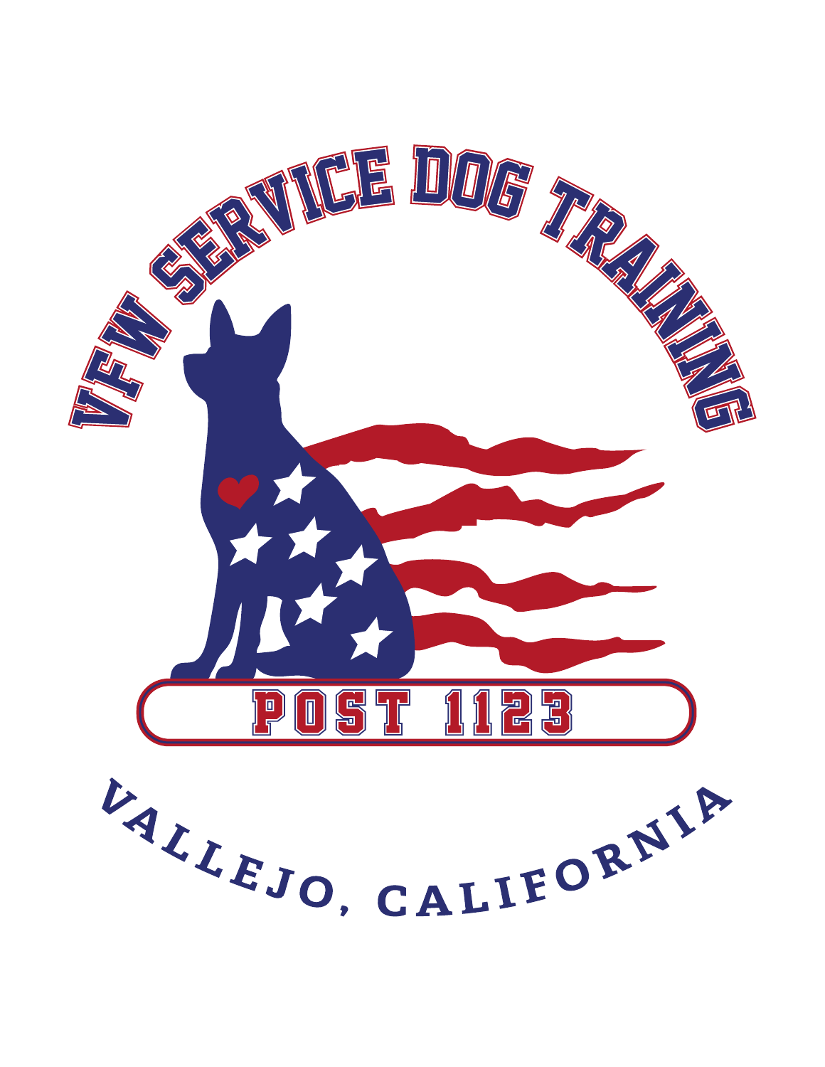# VFW SERVICE DOG TRAINING

## POST 1123

VALLEJO, CALIFORNIA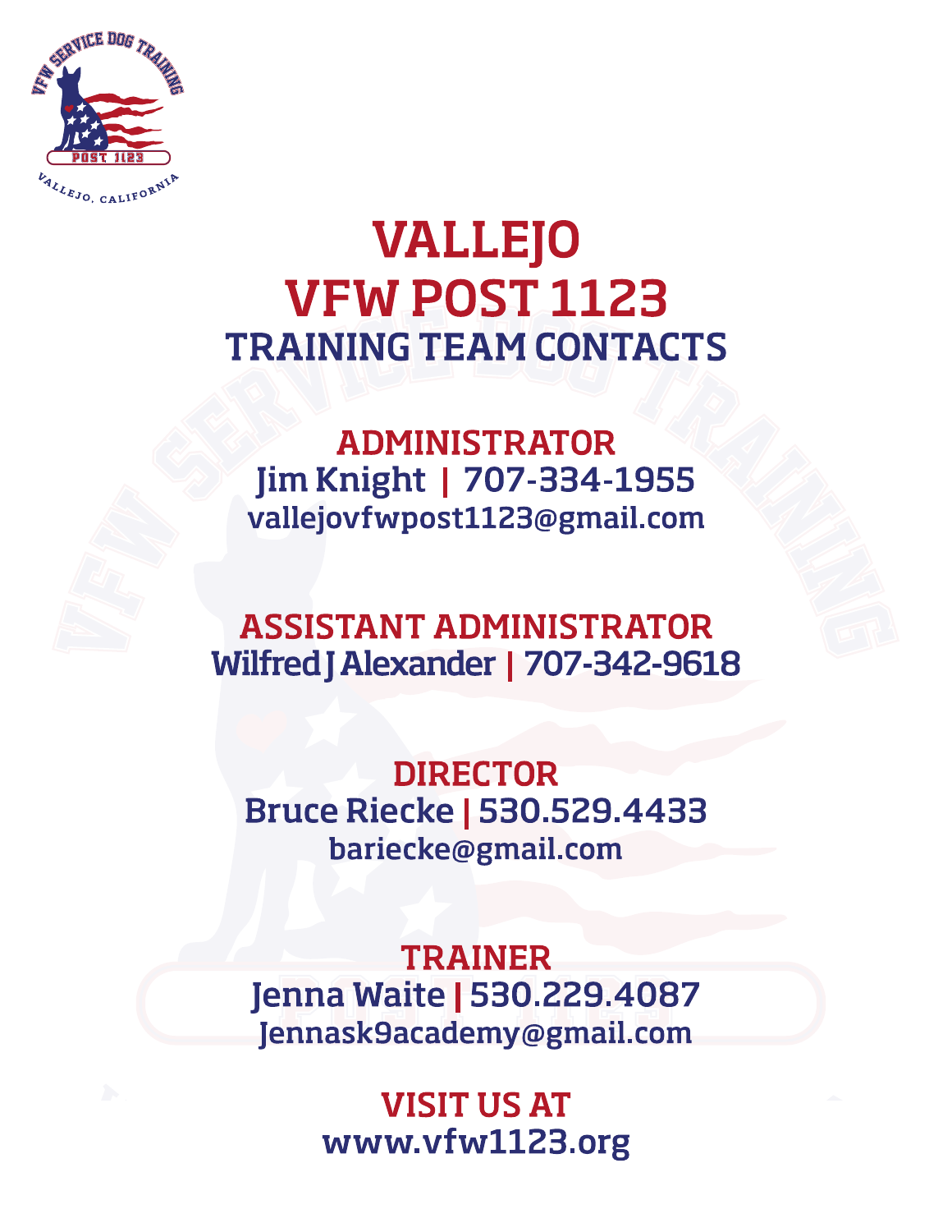# VALLEJO VFW POST 1123

## TRAINING TEAM CONTACTS

### ADMINISTRATOR

Jim Knight | 707-334-1955

vallejovfwpost1123@gmail.com

### ASSISTANT ADMINISTRATOR

Wilfred J Alexander | 707-342-9618

### DIRECTOR

Bruce Riecke | 530.529.4433

bariecke@gmail.com

### TRAINER

Jenna Waite | 530.229.4087

Jennask9academy@gmail.com

### VISIT US AT

www.vfw1123.org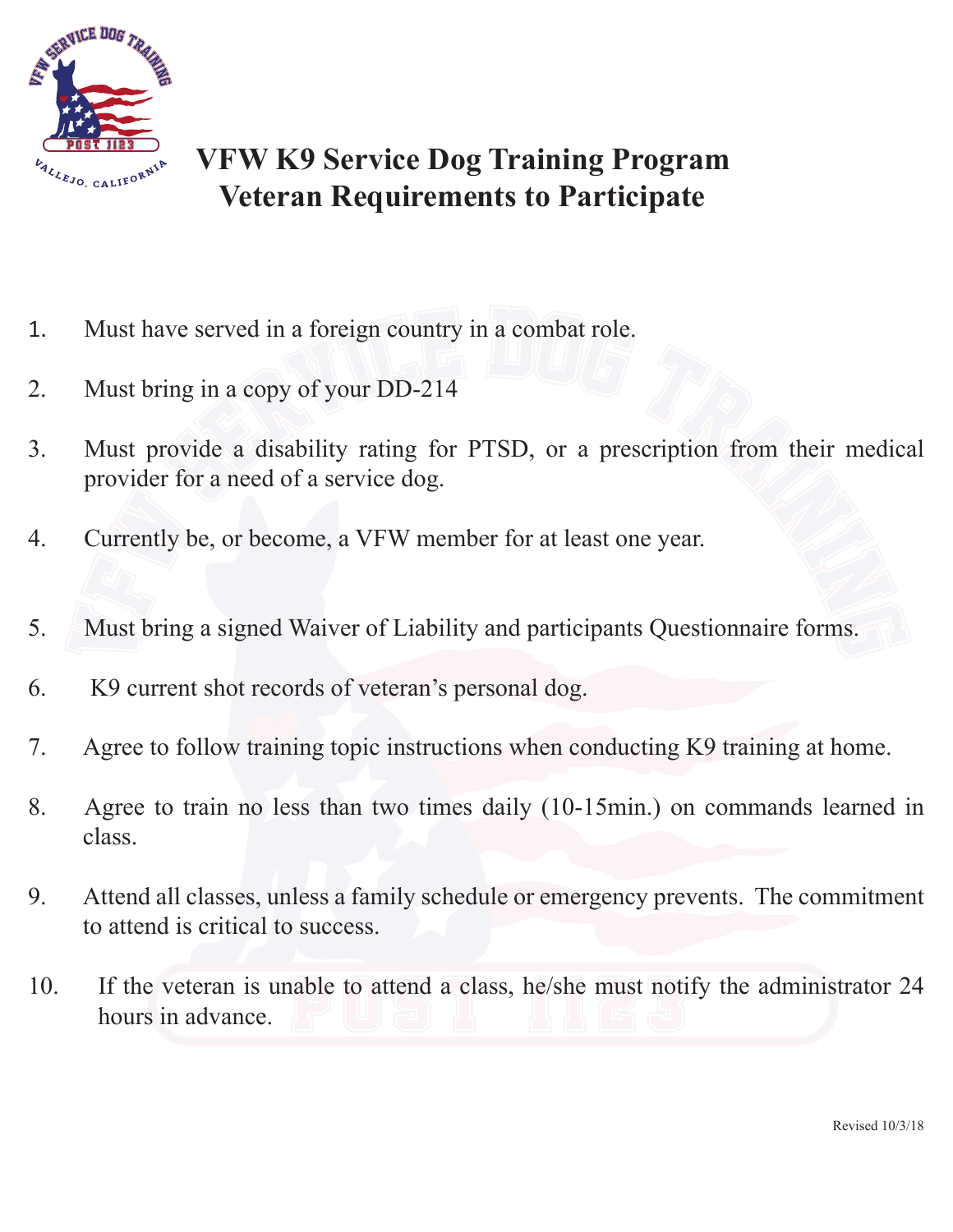# VFW K9 Service Dog Training Program
# Veteran Requirements to Participate

1. Must have served in a foreign country in a combat role.
2. Must bring in a copy of your DD-214
3. Must provide a disability rating for PTSD, or a prescription from their medical provider for a need of a service dog.
4. Currently be, or become, a VFW member for at least one year.
5. Must bring a signed Waiver of Liability and participants Questionnaire forms.
6. K9 current shot records of veteran's personal dog.
7. Agree to follow training topic instructions when conducting K9 training at home.
8. Agree to train no less than two times daily (10-15min.) on commands learned in class.
9. Attend all classes, unless a family schedule or emergency prevents. The commitment to attend is critical to success.
10. If the veteran is unable to attend a class, he/she must notify the administrator 24 hours in advance.

Revised 10/3/18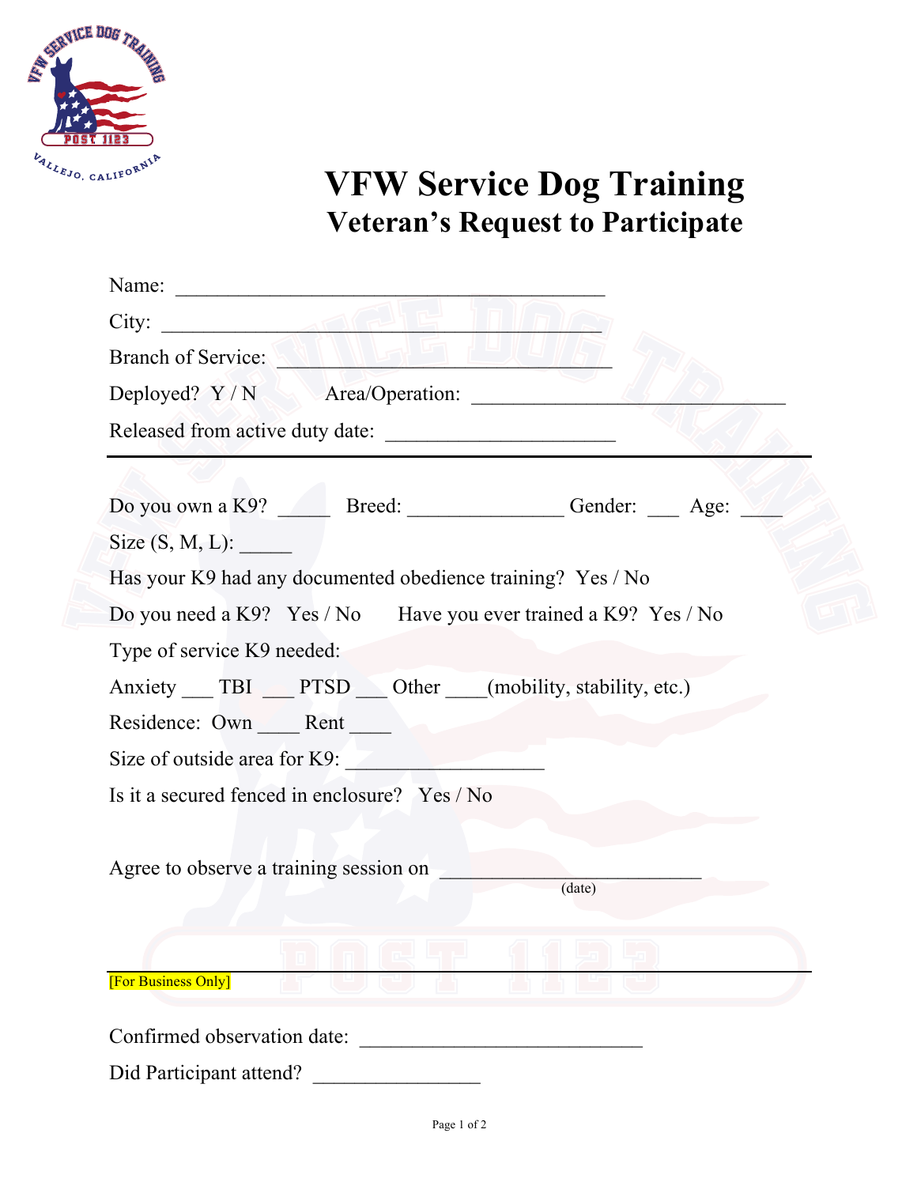# VFW Service Dog Training

## Veteran's Request to Participate

Name: ________________________________________

City: _________________________________________

Branch of Service: ______________________________

Deployed? Y / N Area/Operation: ____________________________

Released from active duty date: _____________________

---

Do you own a K9? _____ Breed: _______________ Gender: ___ Age: ____

Size (S, M, L): _____

Has your K9 had any documented obedience training? Yes / No

Do you need a K9? Yes / No Have you ever trained a K9? Yes / No

Type of service K9 needed:

Anxiety ___ TBI ___ PTSD ___ Other ____(mobility, stability, etc.)

Residence: Own ____ Rent ____

Size of outside area for K9: ___________________

Is it a secured fenced in enclosure? Yes / No

Agree to observe a training session on _________________________
(date)

---

[For Business Only]

Confirmed observation date: ___________________________

Did Participant attend? ________________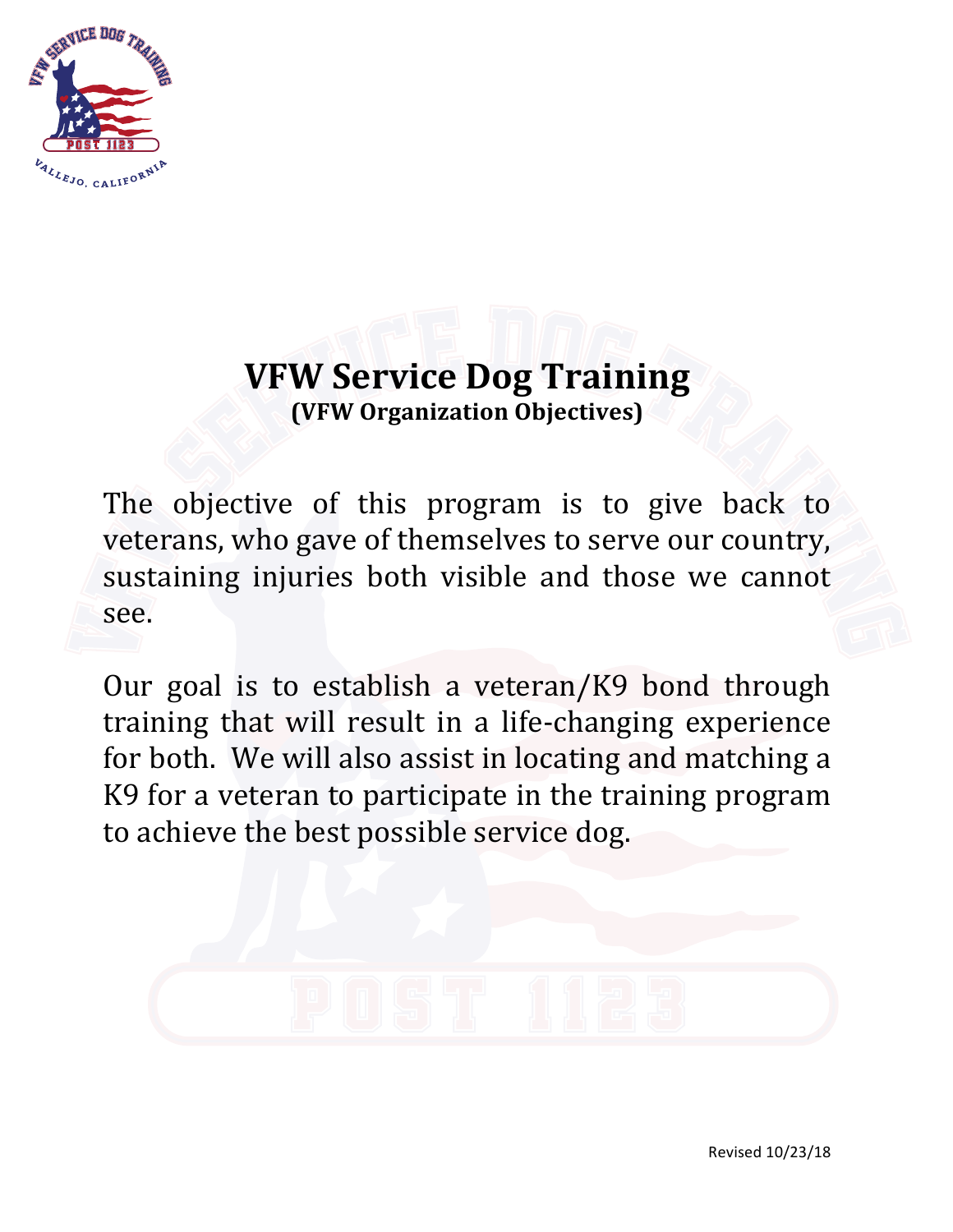# VFW Service Dog Training

**(VFW Organization Objectives)**

The objective of this program is to give back to veterans, who gave of themselves to serve our country, sustaining injuries both visible and those we cannot see.

Our goal is to establish a veteran/K9 bond through training that will result in a life-changing experience for both. We will also assist in locating and matching a K9 for a veteran to participate in the training program to achieve the best possible service dog.

Revised 10/23/18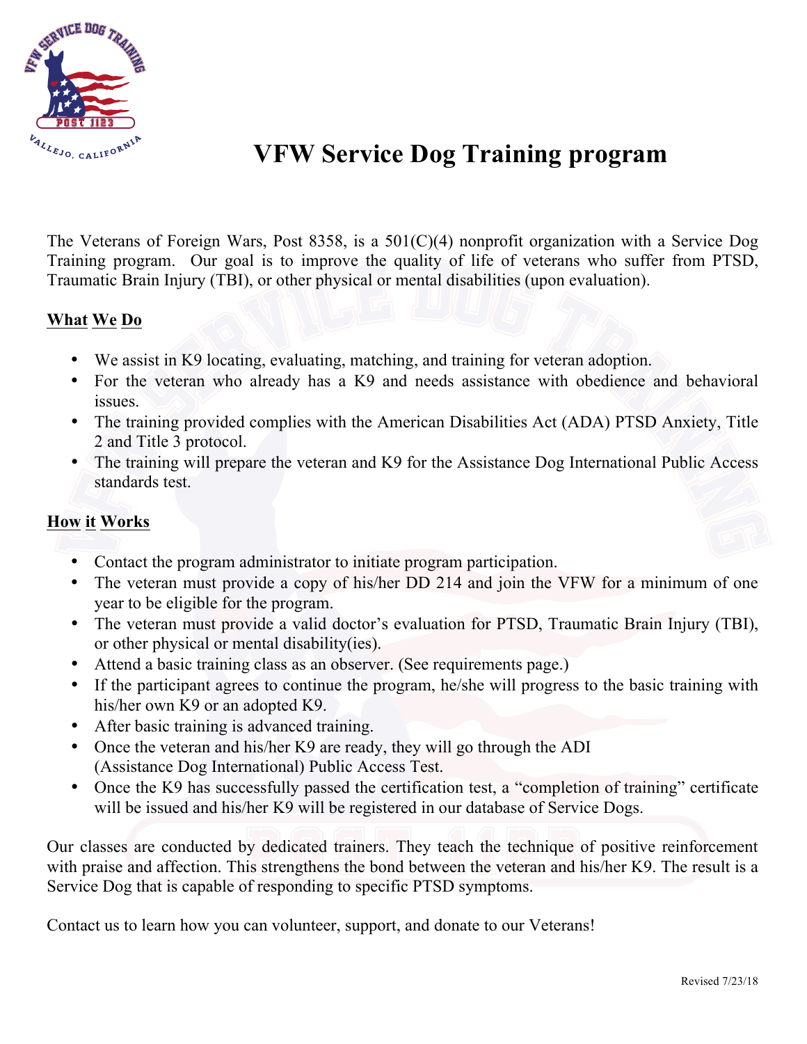# VFW Service Dog Training program

The Veterans of Foreign Wars, Post 8358, is a 501(C)(4) nonprofit organization with a Service Dog Training program. Our goal is to improve the quality of life of veterans who suffer from PTSD, Traumatic Brain Injury (TBI), or other physical or mental disabilities (upon evaluation).

## What We Do

- We assist in K9 locating, evaluating, matching, and training for veteran adoption.
- For the veteran who already has a K9 and needs assistance with obedience and behavioral issues.
- The training provided complies with the American Disabilities Act (ADA) PTSD Anxiety, Title 2 and Title 3 protocol.
- The training will prepare the veteran and K9 for the Assistance Dog International Public Access standards test.

## How it Works

- Contact the program administrator to initiate program participation.
- The veteran must provide a copy of his/her DD 214 and join the VFW for a minimum of one year to be eligible for the program.
- The veteran must provide a valid doctor's evaluation for PTSD, Traumatic Brain Injury (TBI), or other physical or mental disability(ies).
- Attend a basic training class as an observer. (See requirements page.)
- If the participant agrees to continue the program, he/she will progress to the basic training with his/her own K9 or an adopted K9.
- After basic training is advanced training.
- Once the veteran and his/her K9 are ready, they will go through the ADI (Assistance Dog International) Public Access Test.
- Once the K9 has successfully passed the certification test, a "completion of training" certificate will be issued and his/her K9 will be registered in our database of Service Dogs.

Our classes are conducted by dedicated trainers. They teach the technique of positive reinforcement with praise and affection. This strengthens the bond between the veteran and his/her K9. The result is a Service Dog that is capable of responding to specific PTSD symptoms.

Contact us to learn how you can volunteer, support, and donate to our Veterans!

Revised 7/23/18